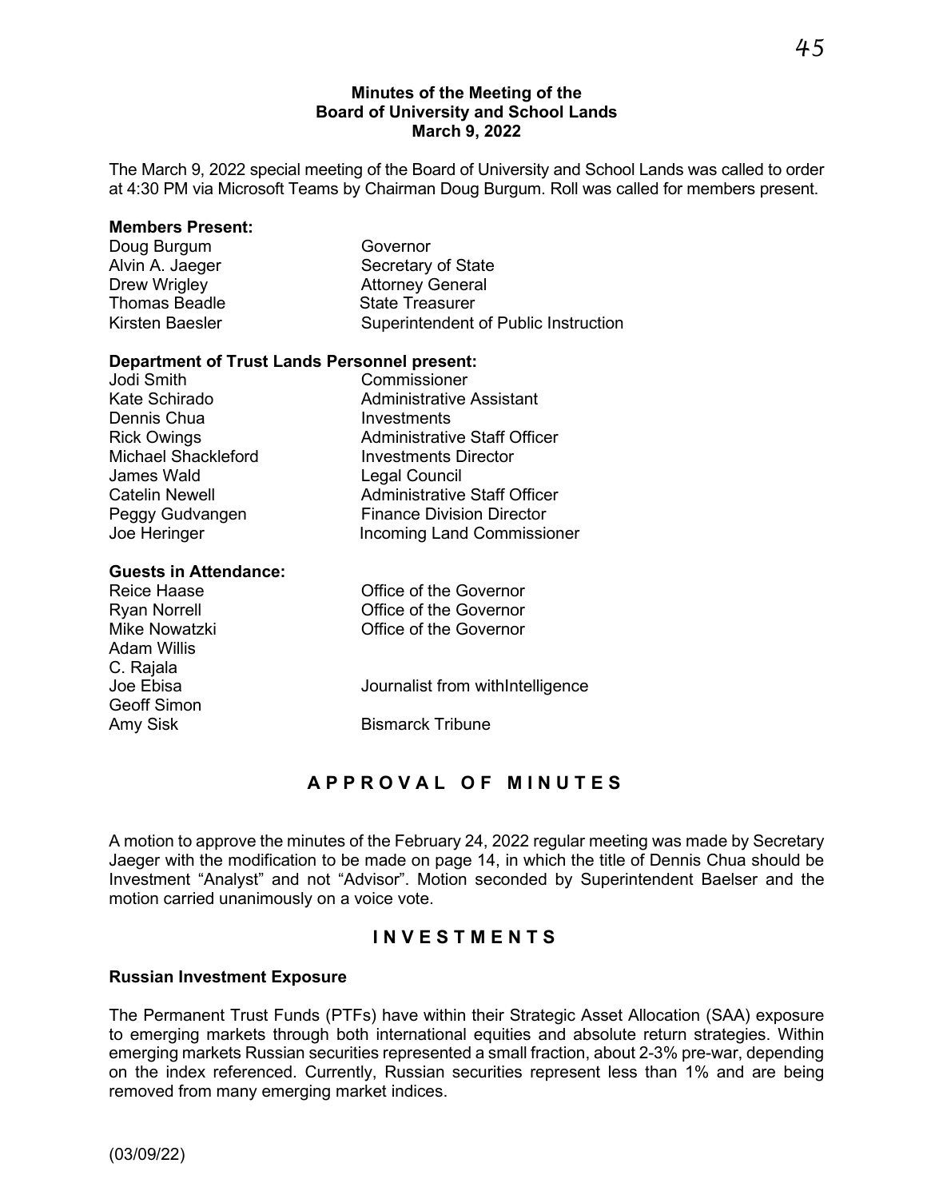# Minutes of the Meeting of the Board of University and School Lands March 9, 2022

The March 9, 2022 special meeting of the Board of University and School Lands was called to order at 4:30 PM via Microsoft Teams by Chairman Doug Burgum. Roll was called for members present.

**Members Present:**

| | |
|---|---|
| Doug Burgum | Governor |
| Alvin A. Jaeger | Secretary of State |
| Drew Wrigley | Attorney General |
| Thomas Beadle | State Treasurer |
| Kirsten Baesler | Superintendent of Public Instruction |

**Department of Trust Lands Personnel present:**

| | |
|---|---|
| Jodi Smith | Commissioner |
| Kate Schirado | Administrative Assistant |
| Dennis Chua | Investments |
| Rick Owings | Administrative Staff Officer |
| Michael Shackleford | Investments Director |
| James Wald | Legal Council |
| Catelin Newell | Administrative Staff Officer |
| Peggy Gudvangen | Finance Division Director |
| Joe Heringer | Incoming Land Commissioner |

**Guests in Attendance:**

| | |
|---|---|
| Reice Haase | Office of the Governor |
| Ryan Norrell | Office of the Governor |
| Mike Nowatzki | Office of the Governor |
| Adam Willis | |
| C. Rajala | |
| Joe Ebisa | Journalist from withIntelligence |
| Geoff Simon | |
| Amy Sisk | Bismarck Tribune |

## APPROVAL OF MINUTES

A motion to approve the minutes of the February 24, 2022 regular meeting was made by Secretary Jaeger with the modification to be made on page 14, in which the title of Dennis Chua should be Investment "Analyst" and not "Advisor". Motion seconded by Superintendent Baelser and the motion carried unanimously on a voice vote.

## INVESTMENTS

### Russian Investment Exposure

The Permanent Trust Funds (PTFs) have within their Strategic Asset Allocation (SAA) exposure to emerging markets through both international equities and absolute return strategies. Within emerging markets Russian securities represented a small fraction, about 2-3% pre-war, depending on the index referenced. Currently, Russian securities represent less than 1% and are being removed from many emerging market indices.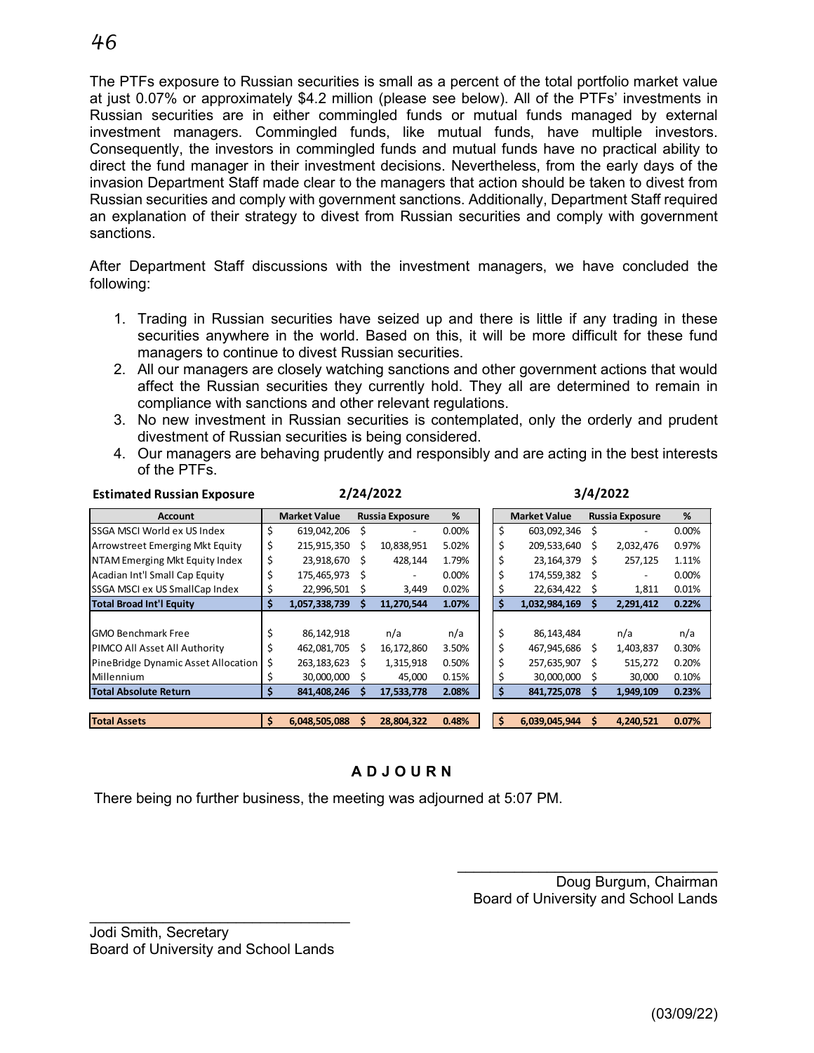The PTFs exposure to Russian securities is small as a percent of the total portfolio market value at just 0.07% or approximately $4.2 million (please see below). All of the PTFs' investments in Russian securities are in either commingled funds or mutual funds managed by external investment managers. Commingled funds, like mutual funds, have multiple investors. Consequently, the investors in commingled funds and mutual funds have no practical ability to direct the fund manager in their investment decisions. Nevertheless, from the early days of the invasion Department Staff made clear to the managers that action should be taken to divest from Russian securities and comply with government sanctions. Additionally, Department Staff required an explanation of their strategy to divest from Russian securities and comply with government sanctions.

After Department Staff discussions with the investment managers, we have concluded the following:

1. Trading in Russian securities have seized up and there is little if any trading in these securities anywhere in the world. Based on this, it will be more difficult for these fund managers to continue to divest Russian securities.
2. All our managers are closely watching sanctions and other government actions that would affect the Russian securities they currently hold. They all are determined to remain in compliance with sanctions and other relevant regulations.
3. No new investment in Russian securities is contemplated, only the orderly and prudent divestment of Russian securities is being considered.
4. Our managers are behaving prudently and responsibly and are acting in the best interests of the PTFs.

**Estimated Russian Exposure**

| | 2/24/2022 | | | 3/4/2022 | | |
|---|---|---|---|---|---|---|
| **Account** | **Market Value** | **Russia Exposure** | **%** | **Market Value** | **Russia Exposure** | **%** |
| SSGA MSCI World ex US Index | $ 619,042,206 | $ - | 0.00% | $ 603,092,346 | $ - | 0.00% |
| Arrowstreet Emerging Mkt Equity | $ 215,915,350 | $ 10,838,951 | 5.02% | $ 209,533,640 | $ 2,032,476 | 0.97% |
| NTAM Emerging Mkt Equity Index | $ 23,918,670 | $ 428,144 | 1.79% | $ 23,164,379 | $ 257,125 | 1.11% |
| Acadian Int'l Small Cap Equity | $ 175,465,973 | $ - | 0.00% | $ 174,559,382 | $ - | 0.00% |
| SSGA MSCI ex US SmallCap Index | $ 22,996,501 | $ 3,449 | 0.02% | $ 22,634,422 | $ 1,811 | 0.01% |
| **Total Broad Int'l Equity** | **$ 1,057,338,739** | **$ 11,270,544** | **1.07%** | **$ 1,032,984,169** | **$ 2,291,412** | **0.22%** |
| | | | | | | |
| GMO Benchmark Free | $ 86,142,918 | n/a | n/a | $ 86,143,484 | n/a | n/a |
| PIMCO All Asset All Authority | $ 462,081,705 | $ 16,172,860 | 3.50% | $ 467,945,686 | $ 1,403,837 | 0.30% |
| PineBridge Dynamic Asset Allocation | $ 263,183,623 | $ 1,315,918 | 0.50% | $ 257,635,907 | $ 515,272 | 0.20% |
| Millennium | $ 30,000,000 | $ 45,000 | 0.15% | $ 30,000,000 | $ 30,000 | 0.10% |
| **Total Absolute Return** | **$ 841,408,246** | **$ 17,533,778** | **2.08%** | **$ 841,725,078** | **$ 1,949,109** | **0.23%** |
| | | | | | | |
| **Total Assets** | **$ 6,048,505,088** | **$ 28,804,322** | **0.48%** | **$ 6,039,045,944** | **$ 4,240,521** | **0.07%** |

## ADJOURN

There being no further business, the meeting was adjourned at 5:07 PM.

\_\_\_\_\_\_\_\_\_\_\_\_\_\_\_\_\_\_\_\_\_\_\_\_\_\_\_\_\_\_
Doug Burgum, Chairman
Board of University and School Lands

\_\_\_\_\_\_\_\_\_\_\_\_\_\_\_\_\_\_\_\_\_\_\_\_\_\_\_\_\_\_
Jodi Smith, Secretary
Board of University and School Lands